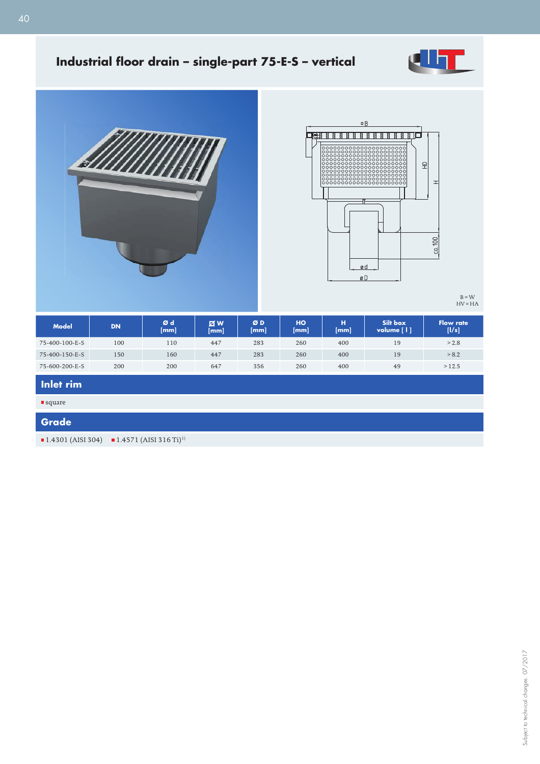# Industrial floor drain – single-part 75-E-S – vertical

B = W
HV = HA

| Model | DN | Ø d [mm] | ◻ W [mm] | Ø D [mm] | HO [mm] | H [mm] | Silt box volume [ l ] | Flow rate [l/s] |
|---|---|---|---|---|---|---|---|---|
| 75-400-100-E-S | 100 | 110 | 447 | 283 | 260 | 400 | 19 | > 2.8 |
| 75-400-150-E-S | 150 | 160 | 447 | 283 | 260 | 400 | 19 | > 8.2 |
| 75-600-200-E-S | 200 | 200 | 647 | 356 | 260 | 400 | 49 | > 12.5 |

## Inlet rim

- square

## Grade

- 1.4301 (AISI 304)
- 1.4571 (AISI 316 Ti)[1]

Subject to technical changes 07/2017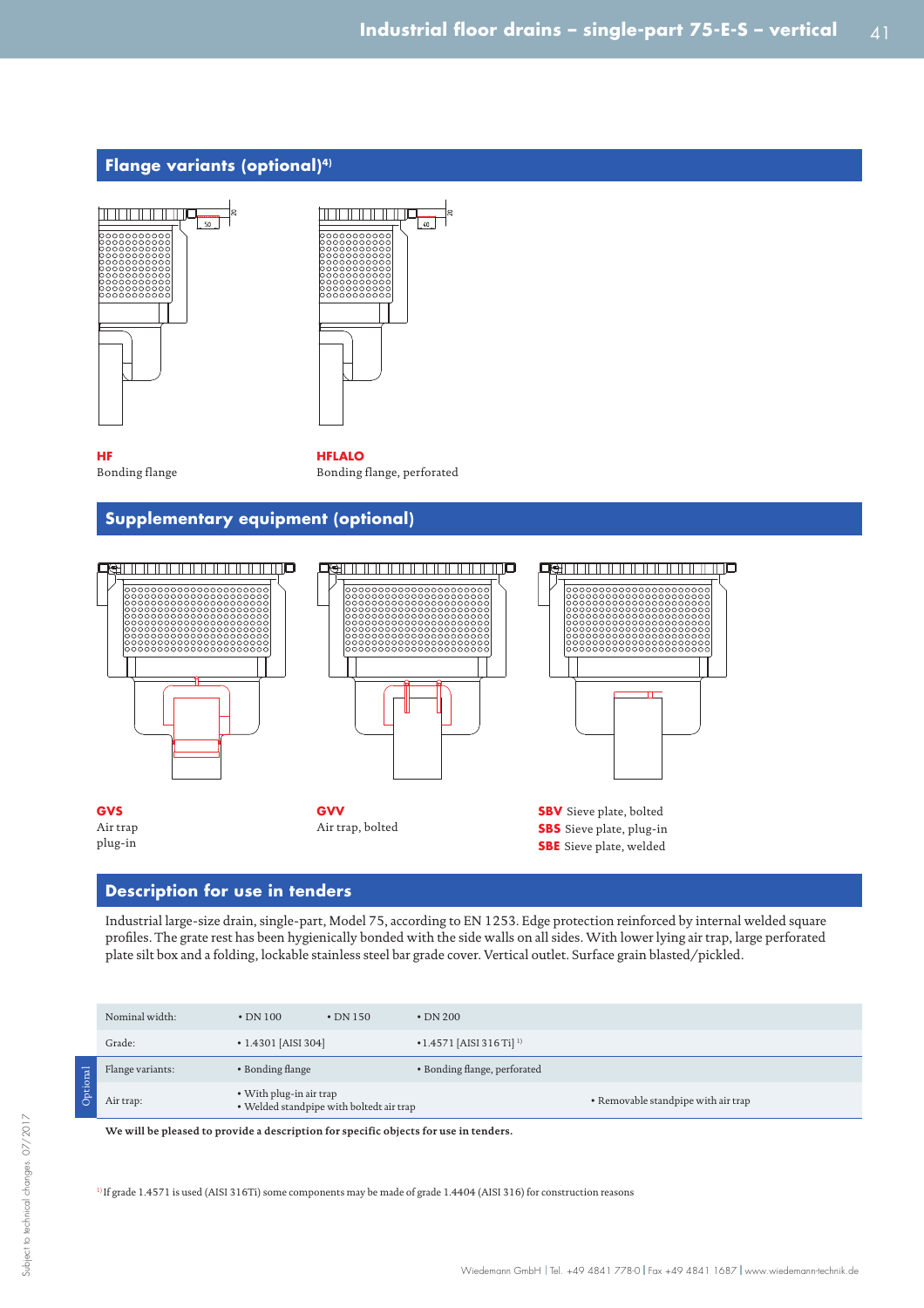## Flange variants (optional)[4)]

**HF**
Bonding flange

**HFLALO**
Bonding flange, perforated

## Supplementary equipment (optional)

**GVS**
Air trap
plug-in

**GVV**
Air trap, bolted

**SBV** Sieve plate, bolted
**SBS** Sieve plate, plug-in
**SBE** Sieve plate, welded

## Description for use in tenders

Industrial large-size drain, single-part, Model 75, according to EN 1253. Edge protection reinforced by internal welded square profiles. The grate rest has been hygienically bonded with the side walls on all sides. With lower lying air trap, large perforated plate silt box and a folding, lockable stainless steel bar grade cover. Vertical outlet. Surface grain blasted/pickled.

| | | | | | |
|---|---|---|---|---|---|
| | Nominal width: | • DN 100 | • DN 150 | • DN 200 | |
| | Grade: | • 1.4301 [AISI 304] | | •1.4571 [AISI 316 Ti] [1)] | |
| Optional | Flange variants: | • Bonding flange | | • Bonding flange, perforated | |
| | Air trap: | • With plug-in air trap<br>• Welded standpipe with boltedt air trap | | | • Removable standpipe with air trap |

**We will be pleased to provide a description for specific objects for use in tenders.**

[1)] If grade 1.4571 is used (AISI 316Ti) some components may be made of grade 1.4404 (AISI 316) for construction reasons